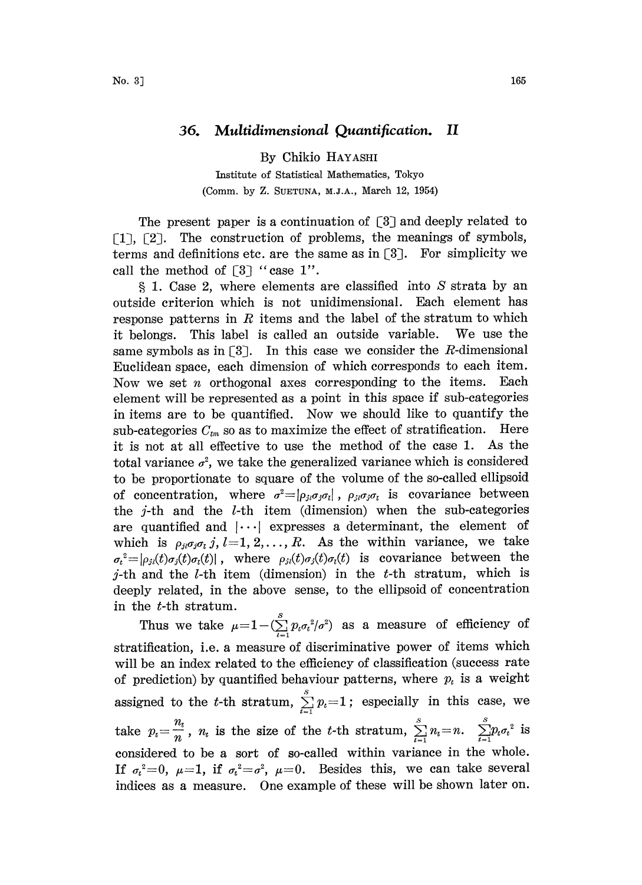# 36. Multidimensional Quantification. II

By Chikio HAYASHI

Institute of Statistical Mathematics, Tokyo

(Comm. by Z. SUETUNA, M.J.A., March 12, 1954)

The present paper is a continuation of [3] and deeply related to [1], [2]. The construction of problems, the meanings of symbols, terms and definitions etc. are the same as in [3]. For simplicity we call the method of [3] "case 1".

§ 1. Case 2, where elements are classified into $S$ strata by an outside criterion which is not unidimensional. Each element has response patterns in $R$ items and the label of the stratum to which it belongs. This label is called an outside variable. We use the same symbols as in [3]. In this case we consider the $R$-dimensional Euclidean space, each dimension of which corresponds to each item. Now we set $n$ orthogonal axes corresponding to the items. Each element will be represented as a point in this space if sub-categories in items are to be quantified. Now we should like to quantify the sub-categories $C_{tm}$ so as to maximize the effect of stratification. Here it is not at all effective to use the method of the case 1. As the total variance $\sigma^2$, we take the generalized variance which is considered to be proportionate to square of the volume of the so-called ellipsoid of concentration, where $\sigma^2 = |\rho_{jl}\sigma_j\sigma_l|$, $\rho_{jl}\sigma_j\sigma_l$ is covariance between the $j$-th and the $l$-th item (dimension) when the sub-categories are quantified and $|\cdots|$ expresses a determinant, the element of which is $\rho_{jl}\sigma_j\sigma_l$ $j, l=1, 2, \ldots, R$. As the within variance, we take $\sigma_t^2 = |\rho_{jl}(t)\sigma_j(t)\sigma_l(t)|$, where $\rho_{jl}(t)\sigma_j(t)\sigma_l(t)$ is covariance between the $j$-th and the $l$-th item (dimension) in the $t$-th stratum, which is deeply related, in the above sense, to the ellipsoid of concentration in the $t$-th stratum.

Thus we take $\mu = 1 - (\sum_{t=1}^{S} p_t\sigma_t^2/\sigma^2)$ as a measure of efficiency of stratification, i.e. a measure of discriminative power of items which will be an index related to the efficiency of classification (success rate of prediction) by quantified behaviour patterns, where $p_t$ is a weight assigned to the $t$-th stratum, $\sum_{t=1}^{S} p_t = 1$; especially in this case, we take $p_t = \frac{n_t}{n}$, $n_t$ is the size of the $t$-th stratum, $\sum_{t=1}^{S} n_t = n$. $\sum_{t=1}^{S} p_t\sigma_t^2$ is considered to be a sort of so-called within variance in the whole. If $\sigma_t^2 = 0$, $\mu = 1$, if $\sigma_t^2 = \sigma^2$, $\mu = 0$. Besides this, we can take several indices as a measure. One example of these will be shown later on.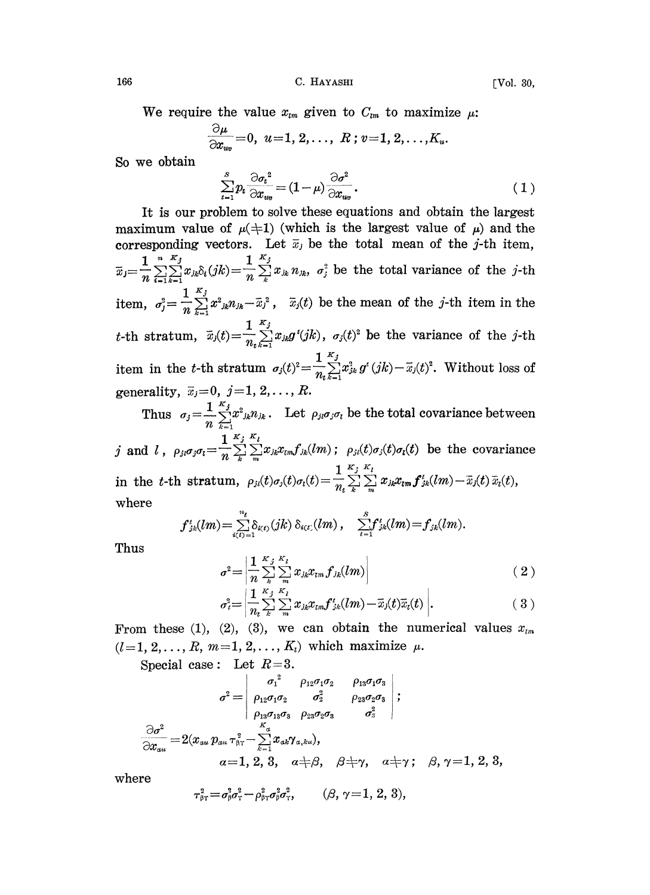We require the value $x_{lm}$ given to $C_{lm}$ to maximize $\mu$:

$$\frac{\partial \mu}{\partial x_{uv}}=0,\ u=1,2,\dots,\ R;\ v=1,2,\dots,K_u.$$

So we obtain

$$\sum_{t=1}^{S} p_t \frac{\partial \sigma_t^2}{\partial x_{uv}}=(1-\mu)\frac{\partial \sigma^2}{\partial x_{uv}}. \tag{1}$$

It is our problem to solve these equations and obtain the largest maximum value of $\mu(\neq 1)$ (which is the largest value of $\mu$) and the corresponding vectors. Let $\bar{x}_j$ be the total mean of the $j$-th item, $\bar{x}_j=\frac{1}{n}\sum_{i=1}^{n}\sum_{k=1}^{K_j} x_{jk}\delta_i(jk)=\frac{1}{n}\sum_{k}^{K_j} x_{jk}\, n_{jk}$, $\sigma_j^2$ be the total variance of the $j$-th item, $\sigma_j^2=\frac{1}{n}\sum_{k=1}^{K_j} x^2_{jk}n_{jk}-\bar{x}_j^2$, $\bar{x}_j(t)$ be the mean of the $j$-th item in the $t$-th stratum, $\bar{x}_j(t)=\frac{1}{n_t}\sum_{k=1}^{K_j} x_{jk} g^t(jk)$, $\sigma_j(t)^2$ be the variance of the $j$-th item in the $t$-th stratum $\sigma_j(t)^2=\frac{1}{n_t}\sum_{k=1}^{K_j} x_{jk}^2\, g^t(jk)-\bar{x}_j(t)^2$. Without loss of generality, $\bar{x}_j=0$, $j=1,2,\dots,R$.

Thus $\sigma_j=\frac{1}{n}\sum_{k=1}^{K_j} x^2_{jk}n_{jk}$. Let $\rho_{jl}\sigma_j\sigma_l$ be the total covariance between $j$ and $l$, $\rho_{jl}\sigma_j\sigma_l=\frac{1}{n}\sum_{k}^{K_j}\sum_{m}^{K_l} x_{jk}x_{lm}f_{jk}(lm)$; $\rho_{jl}(t)\sigma_j(t)\sigma_l(t)$ be the covariance in the $t$-th stratum, $\rho_{jl}(t)\sigma_j(t)\sigma_l(t)=\frac{1}{n_t}\sum_{k}^{K_j}\sum_{m}^{K_l} x_{jk}x_{lm} f^t_{jk}(lm)-\bar{x}_j(t)\,\bar{x}_l(t)$, where

$$f^t_{jk}(lm)=\sum_{i(t)=1}^{n_t}\delta_{i(t)}(jk)\,\delta_{i(t)}(lm),\quad \sum_{t=1}^{S} f^t_{jk}(lm)=f_{jk}(lm).$$

Thus

$$\sigma^2=\left|\frac{1}{n}\sum_{k}^{K_j}\sum_{m}^{K_l} x_{jk}x_{lm}f_{jk}(lm)\right| \tag{2}$$

$$\sigma_t^2=\left|\frac{1}{n_t}\sum_{k}^{K_j}\sum_{m}^{K_l} x_{jk}x_{lm}f^t_{jk}(lm)-\bar{x}_j(t)\bar{x}_l(t)\right|. \tag{3}$$

From these (1), (2), (3), we can obtain the numerical values $x_{lm}$ ($l=1,2,\dots,R$, $m=1,2,\dots,K_l$) which maximize $\mu$.

Special case: Let $R=3$.

$$\sigma^2=\begin{vmatrix} \sigma_1^2 & \rho_{12}\sigma_1\sigma_2 & \rho_{13}\sigma_1\sigma_3 \\ \rho_{12}\sigma_1\sigma_2 & \sigma_2^2 & \rho_{23}\sigma_2\sigma_3 \\ \rho_{13}\sigma_{13}\sigma_3 & \rho_{23}\sigma_2\sigma_3 & \sigma_3^2 \end{vmatrix};$$

$$\frac{\partial \sigma^2}{\partial x_{au}}=2\left(x_{au}\,p_{au}\,\tau^2_{\beta\gamma}-\sum_{k=1}^{K_a} x_{ak}\gamma_{a,ku}\right),$$

$$\alpha=1,2,3,\quad \alpha\neq\beta,\quad \beta\neq\gamma,\quad \alpha\neq\gamma;\quad \beta,\gamma=1,2,3,$$

where

$$\tau^2_{\beta\gamma}=\sigma^2_\beta\sigma^2_\gamma-\rho^2_{\beta\gamma}\sigma^2_\beta\sigma^2_\gamma,\qquad (\beta,\gamma=1,2,3),$$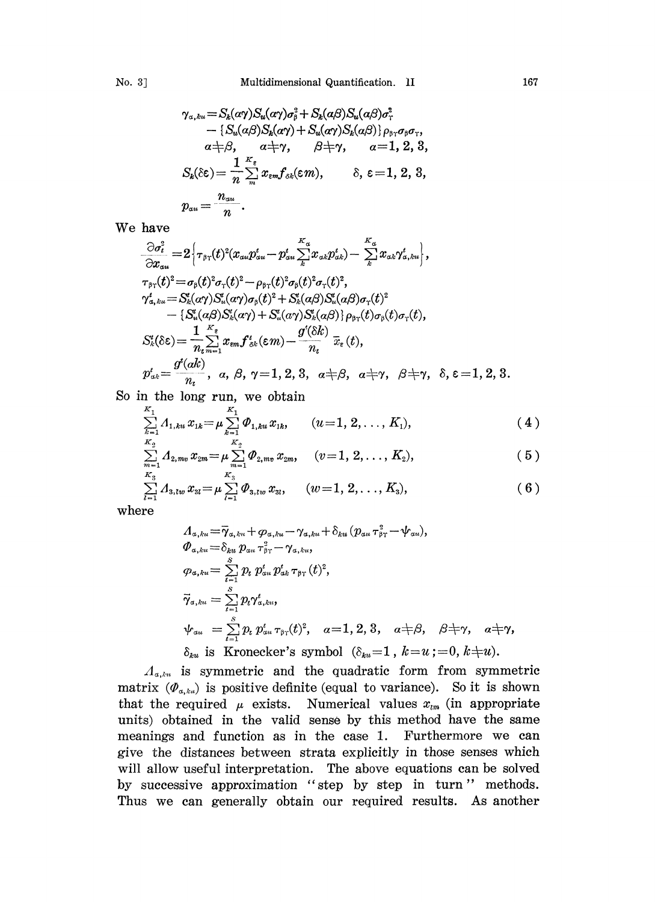$$\gamma_{\alpha,ku}=S_k(\alpha\gamma)S_u(\alpha\gamma)\sigma_\beta^2+S_k(\alpha\beta)S_u(\alpha\beta)\sigma_\gamma^2$$
$$-\{S_u(\alpha\beta)S_k(\alpha\gamma)+S_u(\alpha\gamma)S_k(\alpha\beta)\}\rho_{\beta\gamma}\sigma_\beta\sigma_\gamma,$$
$$\alpha\neq\beta,\quad \alpha\neq\gamma,\quad \beta\neq\gamma,\quad \alpha=1,2,3,$$
$$S_k(\delta\varepsilon)=\frac{1}{n}\sum_m^{K_\varepsilon}x_{\varepsilon m}f_{\delta k}(\varepsilon m),\qquad \delta,\varepsilon=1,2,3,$$
$$p_{\alpha u}=\frac{n_{\alpha u}}{n}.$$

We have

$$\frac{\partial\sigma_t^2}{\partial x_{\alpha u}}=2\left\{\tau_{\beta\gamma}(t)^2(x_{\alpha u}p_{\alpha u}^t-p_{\alpha u}^t\sum_k^{K_\alpha}x_{\alpha k}p_{\alpha k}^t)-\sum_k^{K_\alpha}x_{\alpha k}\gamma_{\alpha,ku}^t\right\},$$
$$\tau_{\beta\gamma}(t)^2=\sigma_\beta(t)^2\sigma_\gamma(t)^2-\rho_{\beta\gamma}(t)^2\sigma_\beta(t)^2\sigma_\gamma(t)^2,$$
$$\gamma_{\alpha,ku}^t=S_k^t(\alpha\gamma)S_u^t(\alpha\gamma)\sigma_\beta(t)^2+S_k^t(\alpha\beta)S_u^t(\alpha\beta)\sigma_\gamma(t)^2$$
$$-\{S_u^t(\alpha\beta)S_k^t(\alpha\gamma)+S_u^t(\alpha\gamma)S_k^t(\alpha\beta)\}\rho_{\beta\gamma}(t)\sigma_\beta(t)\sigma_\gamma(t),$$
$$S_k^t(\delta\varepsilon)=\frac{1}{n_t}\sum_{m=1}^{K_\varepsilon}x_{\varepsilon m}f_{\delta k}^t(\varepsilon m)-\frac{g^t(\delta k)}{n_t}\,\bar{x}_\varepsilon(t),$$
$$p_{\alpha k}^t=\frac{g^t(\alpha k)}{n_t},\quad \alpha,\beta,\gamma=1,2,3,\quad \alpha\neq\beta,\quad \alpha\neq\gamma,\quad \beta\neq\gamma,\quad \delta,\varepsilon=1,2,3.$$

So in the long run, we obtain

$$\sum_{k=1}^{K_1}\Lambda_{1,ku}\,x_{1k}=\mu\sum_{k=1}^{K_1}\Phi_{1,ku}\,x_{1k},\qquad (u=1,2,\ldots,K_1),\tag{4}$$
$$\sum_{m=1}^{K_2}\Lambda_{2,mv}\,x_{2m}=\mu\sum_{m=1}^{K_2}\Phi_{2,mv}\,x_{2m},\qquad (v=1,2,\ldots,K_2),\tag{5}$$
$$\sum_{l=1}^{K_3}\Lambda_{3,lw}\,x_{3l}=\mu\sum_{l=1}^{K_3}\Phi_{3,lw}\,x_{3l},\qquad (w=1,2,\ldots,K_3),\tag{6}$$

where

$$\Lambda_{\alpha,ku}=\bar{\gamma}_{\alpha,ku}+\varphi_{\alpha,ku}-\gamma_{\alpha,ku}+\delta_{ku}(p_{\alpha u}\tau_{\beta\gamma}^2-\psi_{\alpha u}),$$
$$\Phi_{\alpha,ku}=\delta_{ku}\,p_{\alpha u}\,\tau_{\beta\gamma}^2-\gamma_{\alpha,ku},$$
$$\varphi_{\alpha,ku}=\sum_{t=1}^{S}p_t\,p_{\alpha u}^t\,p_{\alpha k}^t\,\tau_{\beta\gamma}(t)^2,$$
$$\bar{\gamma}_{\alpha,ku}=\sum_{t=1}^{S}p_t\gamma_{\alpha,ku}^t,$$
$$\psi_{\alpha u}=\sum_{t=1}^{S}p_t\,p_{\alpha u}^t\,\tau_{\beta\gamma}(t)^2,\quad \alpha=1,2,3,\quad \alpha\neq\beta,\quad \beta\neq\gamma,\quad \alpha\neq\gamma,$$

$\delta_{ku}$ is Kronecker's symbol ($\delta_{ku}=1,\ k=u\,;=0,\ k\neq u$).

$\Lambda_{\alpha,ku}$ is symmetric and the quadratic form from symmetric matrix $(\Phi_{\alpha,ku})$ is positive definite (equal to variance). So it is shown that the required $\mu$ exists. Numerical values $x_{im}$ (in appropriate units) obtained in the valid sense by this method have the same meanings and function as in the case 1. Furthermore we can give the distances between strata explicitly in those senses which will allow useful interpretation. The above equations can be solved by successive approximation "step by step in turn" methods. Thus we can generally obtain our required results. As another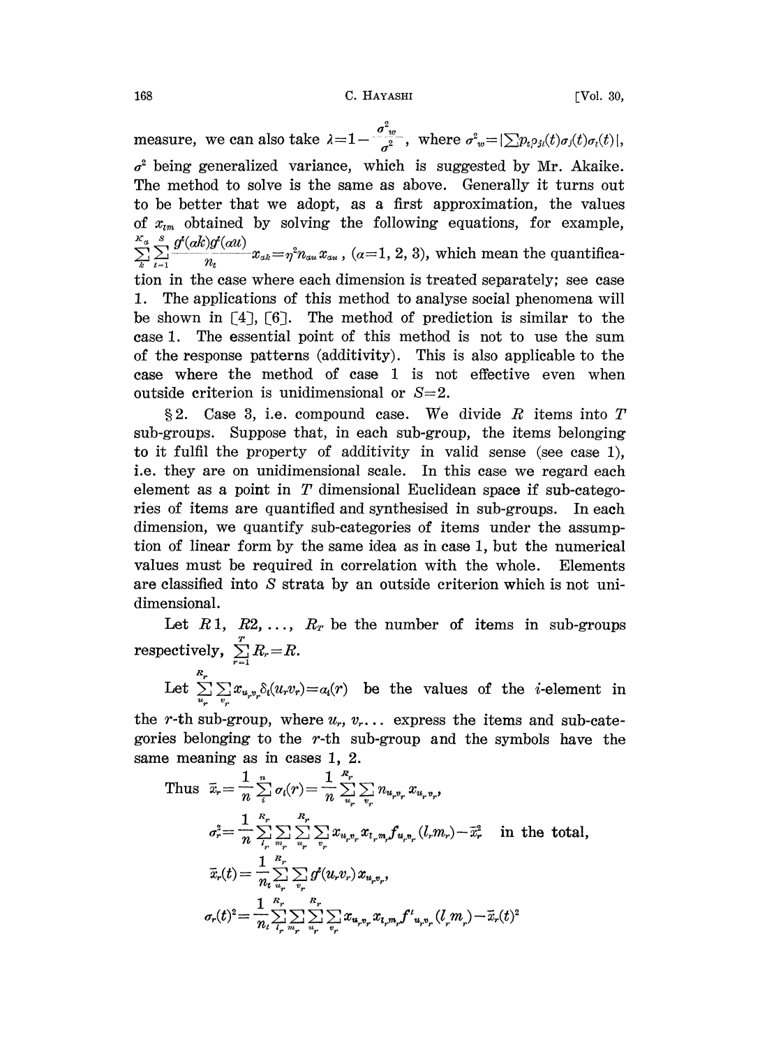measure, we can also take $\lambda=1-\frac{\sigma^2_w}{\sigma^2}$, where $\sigma^2_w=|\sum p_t\rho_{jl}(t)\sigma_j(t)\sigma_l(t)|$, $\sigma^2$ being generalized variance, which is suggested by Mr. Akaike. The method to solve is the same as above. Generally it turns out to be better that we adopt, as a first approximation, the values of $x_{lm}$ obtained by solving the following equations, for example, $\sum_{k}^{K_\alpha}\sum_{t=1}^{S}\frac{g^t(\alpha k)g^t(\alpha u)}{n_t}x_{\alpha k}=\eta^2 n_{\alpha u}x_{\alpha u}$, ($\alpha=1, 2, 3$), which mean the quantification in the case where each dimension is treated separately; see case 1. The applications of this method to analyse social phenomena will be shown in [4], [6]. The method of prediction is similar to the case 1. The essential point of this method is not to use the sum of the response patterns (additivity). This is also applicable to the case where the method of case 1 is not effective even when outside criterion is unidimensional or $S=2$.

§2. Case 3, i.e. compound case. We divide $R$ items into $T$ sub-groups. Suppose that, in each sub-group, the items belonging to it fulfil the property of additivity in valid sense (see case 1), i.e. they are on unidimensional scale. In this case we regard each element as a point in $T$ dimensional Euclidean space if sub-categories of items are quantified and synthesised in sub-groups. In each dimension, we quantify sub-categories of items under the assumption of linear form by the same idea as in case 1, but the numerical values must be required in correlation with the whole. Elements are classified into $S$ strata by an outside criterion which is not unidimensional.

Let $R1$, $R2, \ldots,$ $R_T$ be the number of items in sub-groups respectively, $\sum_{r=1}^{T}R_r=R$.

Let $\sum_{u_r}^{R_r}\sum_{v_r}x_{u_rv_r}\delta_i(u_rv_r)=\alpha_i(r)$ be the values of the $i$-element in the $r$-th sub-group, where $u_r$, $v_r\ldots$ express the items and sub-categories belonging to the $r$-th sub-group and the symbols have the same meaning as in cases 1, 2.

Thus
$$\bar{x}_r=\frac{1}{n}\sum_{i}^{n}\alpha_i(r)=\frac{1}{n}\sum_{u_r}^{R_r}\sum_{v_r}n_{u_rv_r}x_{u_rv_r},$$

$$\sigma_r^2=\frac{1}{n}\sum_{l_r}^{R_r}\sum_{m_r}\sum_{u_r}^{R_r}\sum_{v_r}x_{u_rv_r}x_{l_rm_r}f_{u_rv_r}(l_rm_r)-\bar{x}_r^2 \quad \text{in the total,}$$

$$\bar{x}_r(t)=\frac{1}{n_t}\sum_{u_r}^{R_r}\sum_{v_r}g^t(u_rv_r)x_{u_rv_r},$$

$$\sigma_r(t)^2=\frac{1}{n_t}\sum_{l_r}^{R_r}\sum_{m_r}\sum_{u_r}^{R_r}\sum_{v_r}x_{u_rv_r}x_{l_rm_r}f^t_{u_rv_r}(l_rm_r)-\bar{x}_r(t)^2$$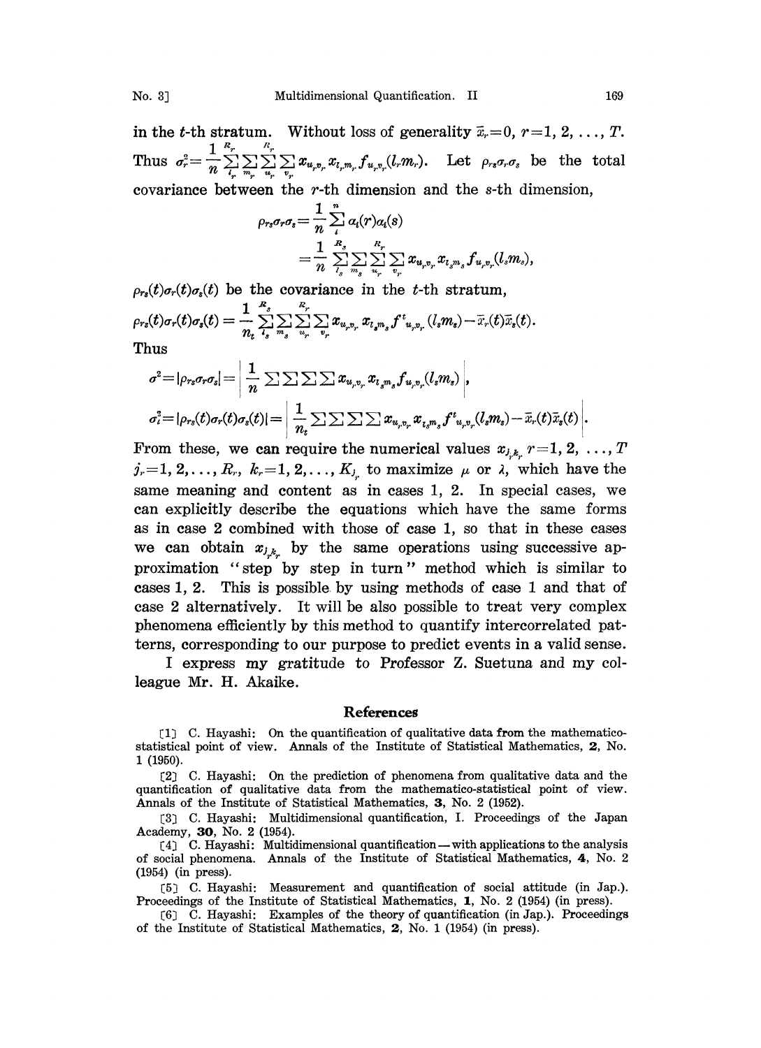in the $t$-th stratum. Without loss of generality $\bar{x}_r=0$, $r=1, 2, \ldots, T$. Thus $\sigma_r^2=\frac{1}{n}\sum_{l_r}^{R_r}\sum_{m_r}\sum_{u_r}^{R_r}\sum_{v_r} x_{u_r v_r} x_{l_r m_r} f_{u_r v_r}(l_r m_r)$. Let $\rho_{rs}\sigma_r\sigma_s$ be the total covariance between the $r$-th dimension and the $s$-th dimension,

$$\rho_{rs}\sigma_r\sigma_s=\frac{1}{n}\sum_{i}^{n}\alpha_i(r)\alpha_i(s)$$

$$=\frac{1}{n}\sum_{l_s}^{R_s}\sum_{m_s}\sum_{u_r}^{R_r}\sum_{v_r} x_{u_r v_r} x_{l_s m_s} f_{u_r v_r}(l_s m_s),$$

$\rho_{rs}(t)\sigma_r(t)\sigma_s(t)$ be the covariance in the $t$-th stratum,

$$\rho_{rs}(t)\sigma_r(t)\sigma_s(t)=\frac{1}{n_t}\sum_{l_s}^{R_s}\sum_{m_s}\sum_{u_r}^{R_r}\sum_{v_r} x_{u_r v_r} x_{l_s m_s} f^t_{u_r v_r}(l_s m_s)-\bar{x}_r(t)\bar{x}_s(t).$$

Thus

$$\sigma^2=|\rho_{rs}\sigma_r\sigma_s|=\left|\frac{1}{n}\sum\sum\sum\sum x_{u_r v_r} x_{l_s m_s} f_{u_r v_r}(l_s m_s)\right|,$$

$$\sigma_t^2=|\rho_{rs}(t)\sigma_r(t)\sigma_s(t)|=\left|\frac{1}{n_t}\sum\sum\sum\sum x_{u_r v_r} x_{l_s m_s} f^t_{u_r v_r}(l_s m_s)-\bar{x}_r(t)\bar{x}_s(t)\right|.$$

From these, we can require the numerical values $x_{j_r k_r}$ $r=1, 2, \ldots, T$ $j_r=1, 2, \ldots, R_r$, $k_r=1, 2, \ldots, K_{j_r}$ to maximize $\mu$ or $\lambda$, which have the same meaning and content as in cases 1, 2. In special cases, we can explicitly describe the equations which have the same forms as in case 2 combined with those of case 1, so that in these cases we can obtain $x_{j_r k_r}$ by the same operations using successive approximation "step by step in turn" method which is similar to cases 1, 2. This is possible by using methods of case 1 and that of case 2 alternatively. It will be also possible to treat very complex phenomena efficiently by this method to quantify intercorrelated patterns, corresponding to our purpose to predict events in a valid sense.

I express my gratitude to Professor Z. Suetuna and my colleague Mr. H. Akaike.

## References

[1] C. Hayashi: On the quantification of qualitative data from the mathematico-statistical point of view. Annals of the Institute of Statistical Mathematics, **2**, No. 1 (1950).

[2] C. Hayashi: On the prediction of phenomena from qualitative data and the quantification of qualitative data from the mathematico-statistical point of view. Annals of the Institute of Statistical Mathematics, **3**, No. 2 (1952).

[3] C. Hayashi: Multidimensional quantification, I. Proceedings of the Japan Academy, **30**, No. 2 (1954).

[4] C. Hayashi: Multidimensional quantification—with applications to the analysis of social phenomena. Annals of the Institute of Statistical Mathematics, **4**, No. 2 (1954) (in press).

[5] C. Hayashi: Measurement and quantification of social attitude (in Jap.). Proceedings of the Institute of Statistical Mathematics, **1**, No. 2 (1954) (in press).

[6] C. Hayashi: Examples of the theory of quantification (in Jap.). Proceedings of the Institute of Statistical Mathematics, **2**, No. 1 (1954) (in press).